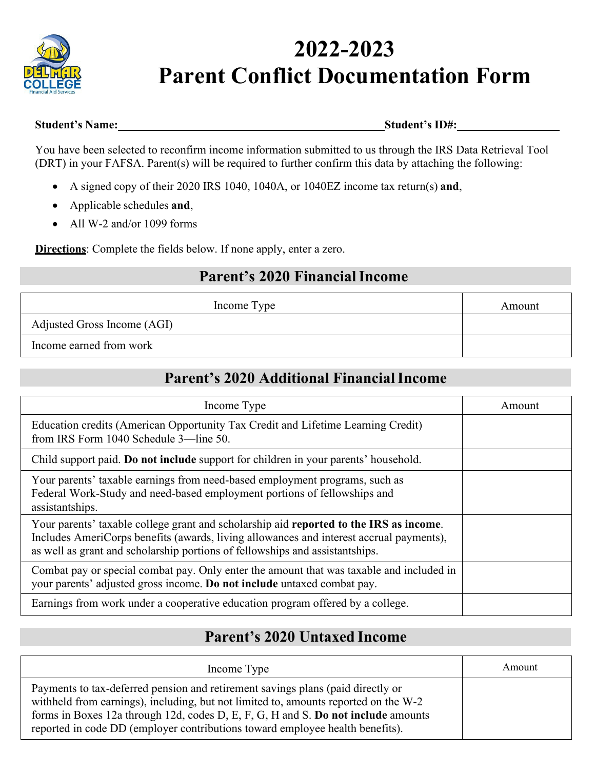# 2022-2023 Parent Conflict Documentation Form

**Student's Name:**\_\_\_\_\_\_\_\_\_\_\_\_\_\_\_\_\_\_\_\_\_\_\_\_\_\_\_\_\_\_\_\_\_\_\_\_\_\_\_\_\_\_\_\_ **Student's ID#:**\_\_\_\_\_\_\_\_\_\_\_\_\_\_\_\_

You have been selected to reconfirm income information submitted to us through the IRS Data Retrieval Tool (DRT) in your FAFSA. Parent(s) will be required to further confirm this data by attaching the following:

- A signed copy of their 2020 IRS 1040, 1040A, or 1040EZ income tax return(s) **and**,
- Applicable schedules **and**,
- All W-2 and/or 1099 forms

**Directions**: Complete the fields below. If none apply, enter a zero.

## Parent's 2020 Financial Income

| Income Type | Amount |
|---|---|
| Adjusted Gross Income (AGI) | |
| Income earned from work | |

## Parent's 2020 Additional Financial Income

| Income Type | Amount |
|---|---|
| Education credits (American Opportunity Tax Credit and Lifetime Learning Credit) from IRS Form 1040 Schedule 3—line 50. | |
| Child support paid. **Do not include** support for children in your parents' household. | |
| Your parents' taxable earnings from need-based employment programs, such as Federal Work-Study and need-based employment portions of fellowships and assistantships. | |
| Your parents' taxable college grant and scholarship aid **reported to the IRS as income**. Includes AmeriCorps benefits (awards, living allowances and interest accrual payments), as well as grant and scholarship portions of fellowships and assistantships. | |
| Combat pay or special combat pay. Only enter the amount that was taxable and included in your parents' adjusted gross income. **Do not include** untaxed combat pay. | |
| Earnings from work under a cooperative education program offered by a college. | |

## Parent's 2020 Untaxed Income

| Income Type | Amount |
|---|---|
| Payments to tax-deferred pension and retirement savings plans (paid directly or withheld from earnings), including, but not limited to, amounts reported on the W-2 forms in Boxes 12a through 12d, codes D, E, F, G, H and S. **Do not include** amounts reported in code DD (employer contributions toward employee health benefits). | |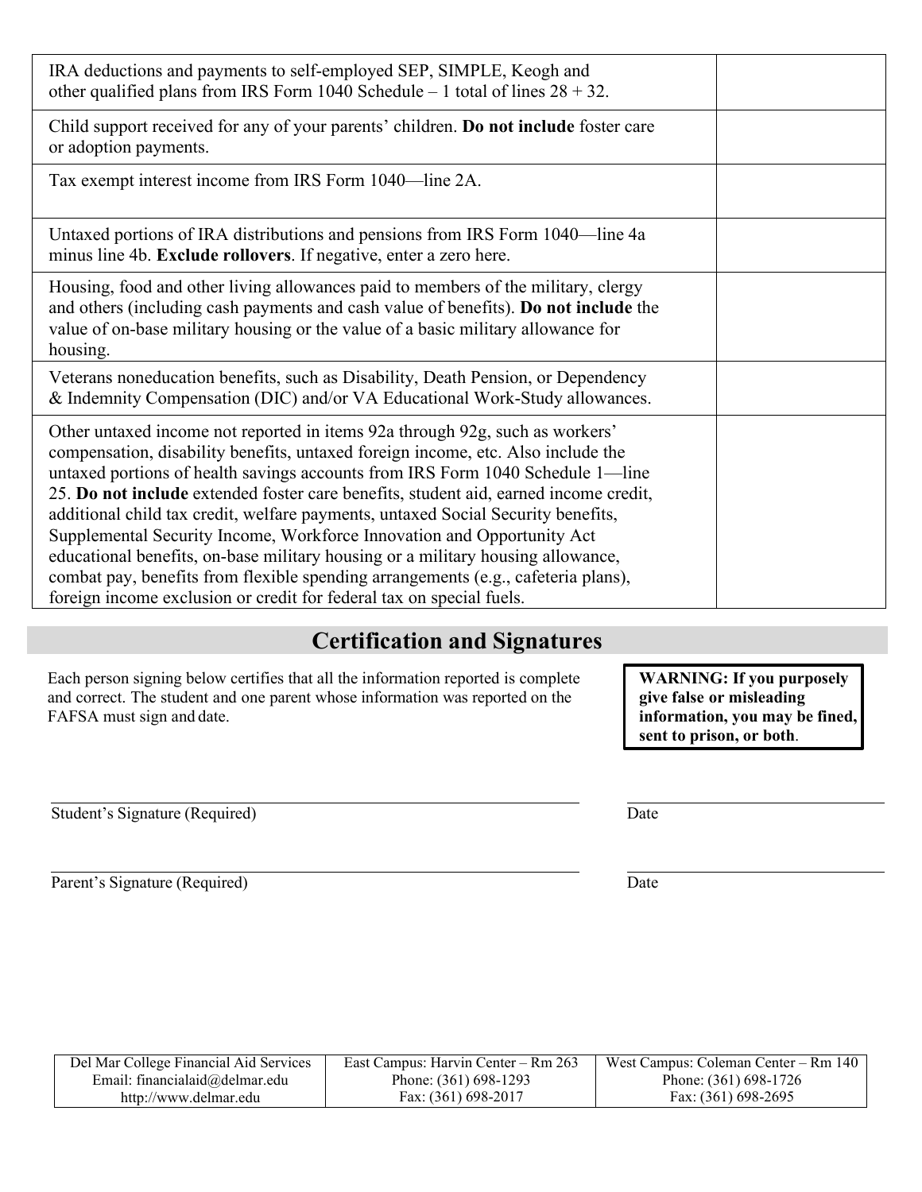| | |
|---|---|
| IRA deductions and payments to self-employed SEP, SIMPLE, Keogh and other qualified plans from IRS Form 1040 Schedule – 1 total of lines 28 + 32. | |
| Child support received for any of your parents' children. **Do not include** foster care or adoption payments. | |
| Tax exempt interest income from IRS Form 1040—line 2A. | |
| Untaxed portions of IRA distributions and pensions from IRS Form 1040—line 4a minus line 4b. **Exclude rollovers**. If negative, enter a zero here. | |
| Housing, food and other living allowances paid to members of the military, clergy and others (including cash payments and cash value of benefits). **Do not include** the value of on-base military housing or the value of a basic military allowance for housing. | |
| Veterans noneducation benefits, such as Disability, Death Pension, or Dependency & Indemnity Compensation (DIC) and/or VA Educational Work-Study allowances. | |
| Other untaxed income not reported in items 92a through 92g, such as workers' compensation, disability benefits, untaxed foreign income, etc. Also include the untaxed portions of health savings accounts from IRS Form 1040 Schedule 1—line 25. **Do not include** extended foster care benefits, student aid, earned income credit, additional child tax credit, welfare payments, untaxed Social Security benefits, Supplemental Security Income, Workforce Innovation and Opportunity Act educational benefits, on-base military housing or a military housing allowance, combat pay, benefits from flexible spending arrangements (e.g., cafeteria plans), foreign income exclusion or credit for federal tax on special fuels. | |

## Certification and Signatures

Each person signing below certifies that all the information reported is complete and correct. The student and one parent whose information was reported on the FAFSA must sign and date.

**WARNING: If you purposely give false or misleading information, you may be fined, sent to prison, or both**.

\_\_\_\_\_\_\_\_\_\_\_\_\_\_\_\_\_\_\_\_\_\_\_\_\_\_\_\_\_\_\_\_\_\_\_\_\_\_\_\_ \_\_\_\_\_\_\_\_\_\_\_\_\_\_\_\_\_\_\_\_

Student's Signature (Required) Date

\_\_\_\_\_\_\_\_\_\_\_\_\_\_\_\_\_\_\_\_\_\_\_\_\_\_\_\_\_\_\_\_\_\_\_\_\_\_\_\_ \_\_\_\_\_\_\_\_\_\_\_\_\_\_\_\_\_\_\_\_

Parent's Signature (Required) Date

| | | |
|---|---|---|
| Del Mar College Financial Aid Services<br>Email: financialaid@delmar.edu<br>http://www.delmar.edu | East Campus: Harvin Center – Rm 263<br>Phone: (361) 698-1293<br>Fax: (361) 698-2017 | West Campus: Coleman Center – Rm 140<br>Phone: (361) 698-1726<br>Fax: (361) 698-2695 |